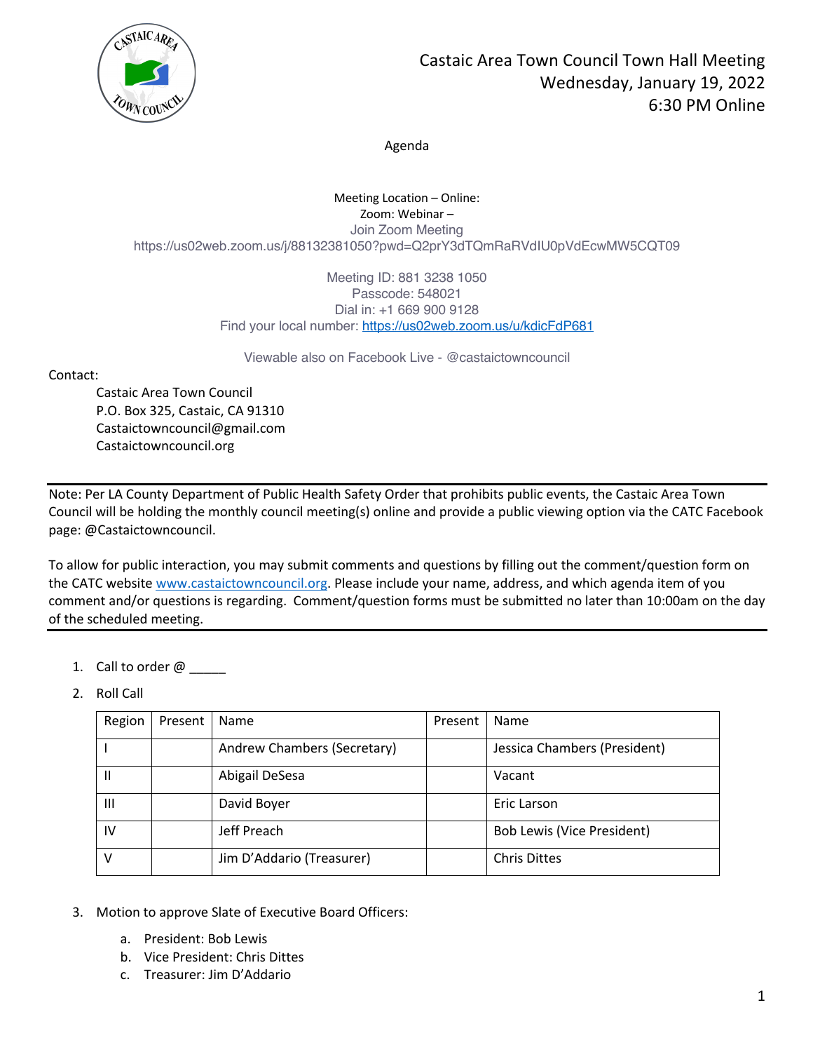# Castaic Area Town Council Town Hall Meeting
Wednesday, January 19, 2022
6:30 PM Online

Agenda

Meeting Location – Online:
Zoom: Webinar –
Join Zoom Meeting
https://us02web.zoom.us/j/88132381050?pwd=Q2prY3dTQmRaRVdIU0pVdEcwMW5CQT09

Meeting ID: 881 3238 1050
Passcode: 548021
Dial in: +1 669 900 9128
Find your local number: https://us02web.zoom.us/u/kdicFdP681

Viewable also on Facebook Live - @castaictowncouncil

Contact:

Castaic Area Town Council
P.O. Box 325, Castaic, CA 91310
Castaictowncouncil@gmail.com
Castaictowncouncil.org

---

Note: Per LA County Department of Public Health Safety Order that prohibits public events, the Castaic Area Town Council will be holding the monthly council meeting(s) online and provide a public viewing option via the CATC Facebook page: @Castaictowncouncil.

To allow for public interaction, you may submit comments and questions by filling out the comment/question form on the CATC website www.castaictowncouncil.org. Please include your name, address, and which agenda item of you comment and/or questions is regarding. Comment/question forms must be submitted no later than 10:00am on the day of the scheduled meeting.

---

1. Call to order @ _____
2. Roll Call

| Region | Present | Name | Present | Name |
|---|---|---|---|---|
| I | | Andrew Chambers (Secretary) | | Jessica Chambers (President) |
| II | | Abigail DeSesa | | Vacant |
| III | | David Boyer | | Eric Larson |
| IV | | Jeff Preach | | Bob Lewis (Vice President) |
| V | | Jim D'Addario (Treasurer) | | Chris Dittes |

3. Motion to approve Slate of Executive Board Officers:
   a. President: Bob Lewis
   b. Vice President: Chris Dittes
   c. Treasurer: Jim D'Addario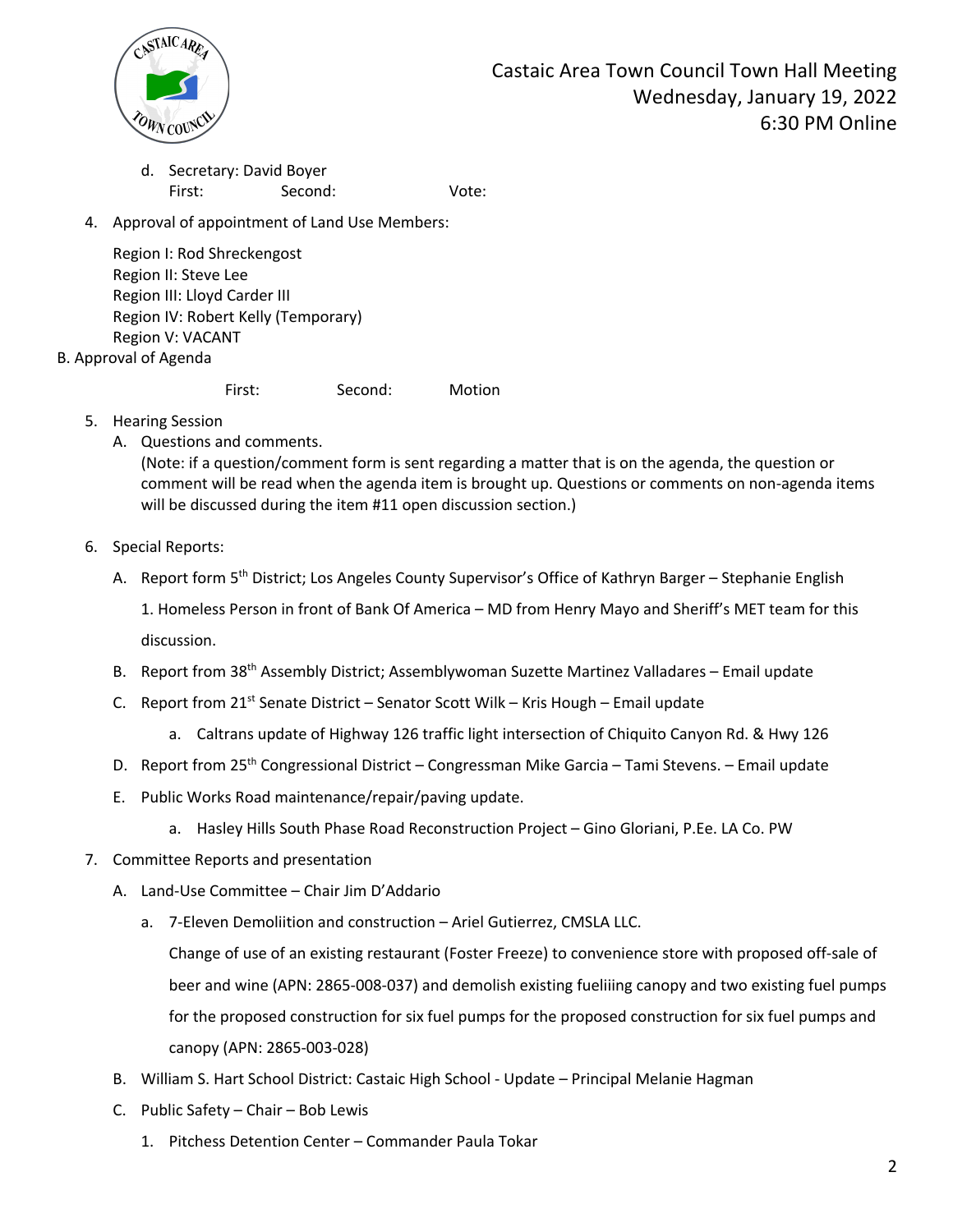Castaic Area Town Council Town Hall Meeting
Wednesday, January 19, 2022
6:30 PM Online

d. Secretary: David Boyer
   First: Second: Vote:

4. Approval of appointment of Land Use Members:

   Region I: Rod Shreckengost
   Region II: Steve Lee
   Region III: Lloyd Carder III
   Region IV: Robert Kelly (Temporary)
   Region V: VACANT

B. Approval of Agenda

   First: Second: Motion

5. Hearing Session
   A. Questions and comments.
   (Note: if a question/comment form is sent regarding a matter that is on the agenda, the question or comment will be read when the agenda item is brought up. Questions or comments on non-agenda items will be discussed during the item #11 open discussion section.)

6. Special Reports:
   A. Report form 5th District; Los Angeles County Supervisor's Office of Kathryn Barger – Stephanie English
      1. Homeless Person in front of Bank Of America – MD from Henry Mayo and Sheriff's MET team for this discussion.
   B. Report from 38th Assembly District; Assemblywoman Suzette Martinez Valladares – Email update
   C. Report from 21st Senate District – Senator Scott Wilk – Kris Hough – Email update
      a. Caltrans update of Highway 126 traffic light intersection of Chiquito Canyon Rd. & Hwy 126
   D. Report from 25th Congressional District – Congressman Mike Garcia – Tami Stevens. – Email update
   E. Public Works Road maintenance/repair/paving update.
      a. Hasley Hills South Phase Road Reconstruction Project – Gino Gloriani, P.Ee. LA Co. PW

7. Committee Reports and presentation
   A. Land-Use Committee – Chair Jim D'Addario
      a. 7-Eleven Demoliition and construction – Ariel Gutierrez, CMSLA LLC.
         Change of use of an existing restaurant (Foster Freeze) to convenience store with proposed off-sale of beer and wine (APN: 2865-008-037) and demolish existing fueliiing canopy and two existing fuel pumps for the proposed construction for six fuel pumps for the proposed construction for six fuel pumps and canopy (APN: 2865-003-028)
   B. William S. Hart School District: Castaic High School - Update – Principal Melanie Hagman
   C. Public Safety – Chair – Bob Lewis
      1. Pitchess Detention Center – Commander Paula Tokar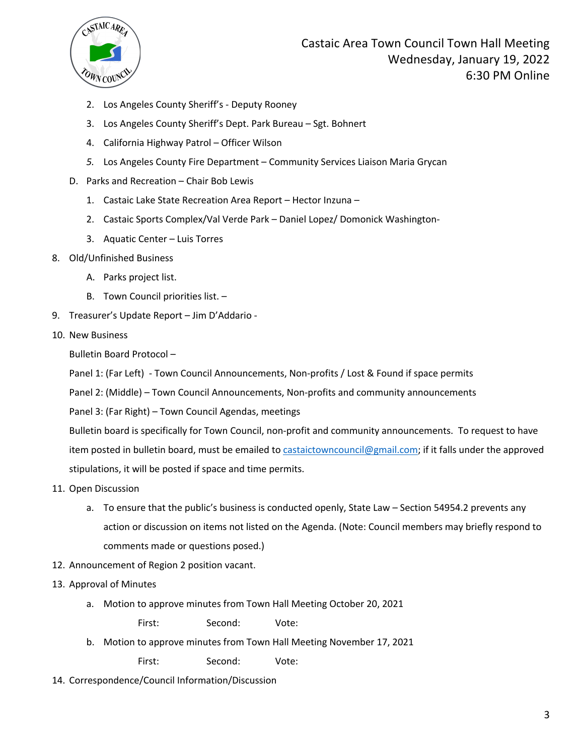2. Los Angeles County Sheriff's - Deputy Rooney
3. Los Angeles County Sheriff's Dept. Park Bureau – Sgt. Bohnert
4. California Highway Patrol – Officer Wilson
5. Los Angeles County Fire Department – Community Services Liaison Maria Grycan

D. Parks and Recreation – Chair Bob Lewis

1. Castaic Lake State Recreation Area Report – Hector Inzuna –
2. Castaic Sports Complex/Val Verde Park – Daniel Lopez/ Domonick Washington-
3. Aquatic Center – Luis Torres

8. Old/Unfinished Business
   A. Parks project list.
   B. Town Council priorities list. –
9. Treasurer's Update Report – Jim D'Addario -
10. New Business

    Bulletin Board Protocol –

    Panel 1: (Far Left) - Town Council Announcements, Non-profits / Lost & Found if space permits

    Panel 2: (Middle) – Town Council Announcements, Non-profits and community announcements

    Panel 3: (Far Right) – Town Council Agendas, meetings

    Bulletin board is specifically for Town Council, non-profit and community announcements. To request to have item posted in bulletin board, must be emailed to castaictowncouncil@gmail.com; if it falls under the approved stipulations, it will be posted if space and time permits.
11. Open Discussion
    a. To ensure that the public's business is conducted openly, State Law – Section 54954.2 prevents any action or discussion on items not listed on the Agenda. (Note: Council members may briefly respond to comments made or questions posed.)
12. Announcement of Region 2 position vacant.
13. Approval of Minutes
    a. Motion to approve minutes from Town Hall Meeting October 20, 2021

       First: Second: Vote:
    b. Motion to approve minutes from Town Hall Meeting November 17, 2021

       First: Second: Vote:
14. Correspondence/Council Information/Discussion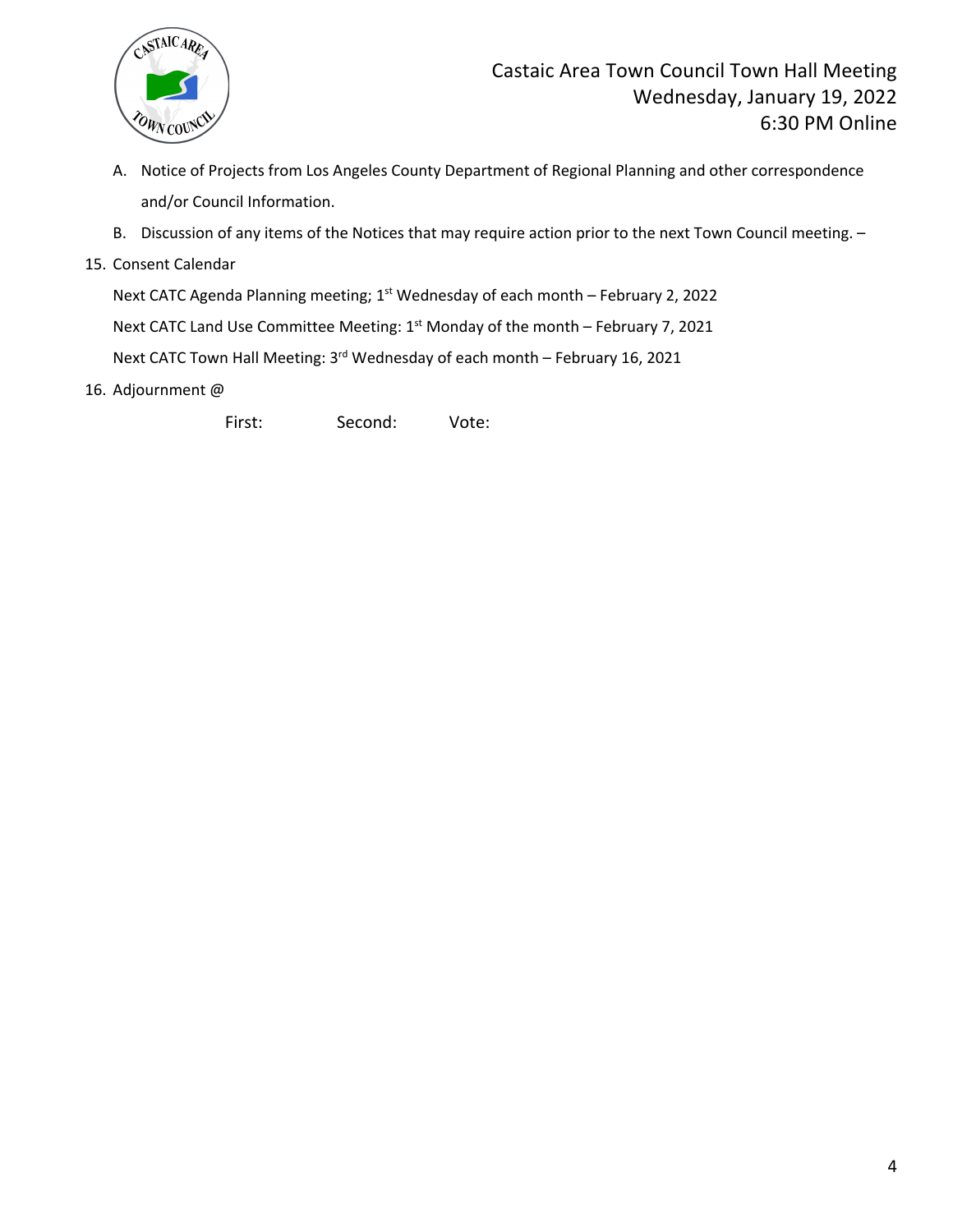A. Notice of Projects from Los Angeles County Department of Regional Planning and other correspondence and/or Council Information.

B. Discussion of any items of the Notices that may require action prior to the next Town Council meeting. –

15. Consent Calendar

Next CATC Agenda Planning meeting; 1st Wednesday of each month – February 2, 2022

Next CATC Land Use Committee Meeting: 1st Monday of the month – February 7, 2021

Next CATC Town Hall Meeting: 3rd Wednesday of each month – February 16, 2021

16. Adjournment @

First: Second: Vote: